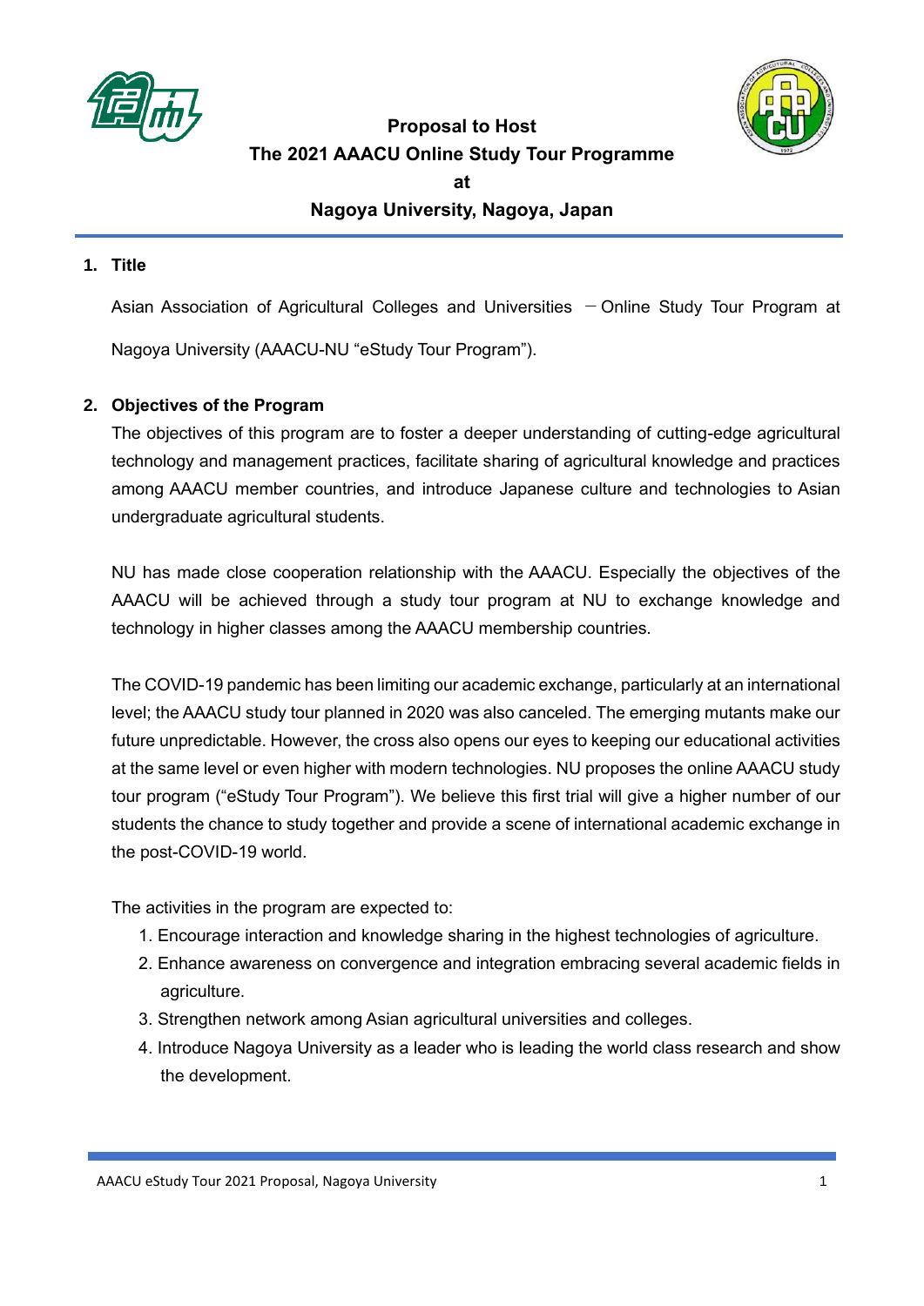# Proposal to Host The 2021 AAACU Online Study Tour Programme at Nagoya University, Nagoya, Japan

## 1. Title

Asian Association of Agricultural Colleges and Universities －Online Study Tour Program at Nagoya University (AAACU-NU "eStudy Tour Program").

## 2. Objectives of the Program

The objectives of this program are to foster a deeper understanding of cutting-edge agricultural technology and management practices, facilitate sharing of agricultural knowledge and practices among AAACU member countries, and introduce Japanese culture and technologies to Asian undergraduate agricultural students.

NU has made close cooperation relationship with the AAACU. Especially the objectives of the AAACU will be achieved through a study tour program at NU to exchange knowledge and technology in higher classes among the AAACU membership countries.

The COVID-19 pandemic has been limiting our academic exchange, particularly at an international level; the AAACU study tour planned in 2020 was also canceled. The emerging mutants make our future unpredictable. However, the cross also opens our eyes to keeping our educational activities at the same level or even higher with modern technologies. NU proposes the online AAACU study tour program ("eStudy Tour Program"). We believe this first trial will give a higher number of our students the chance to study together and provide a scene of international academic exchange in the post-COVID-19 world.

The activities in the program are expected to:

1. Encourage interaction and knowledge sharing in the highest technologies of agriculture.
2. Enhance awareness on convergence and integration embracing several academic fields in agriculture.
3. Strengthen network among Asian agricultural universities and colleges.
4. Introduce Nagoya University as a leader who is leading the world class research and show the development.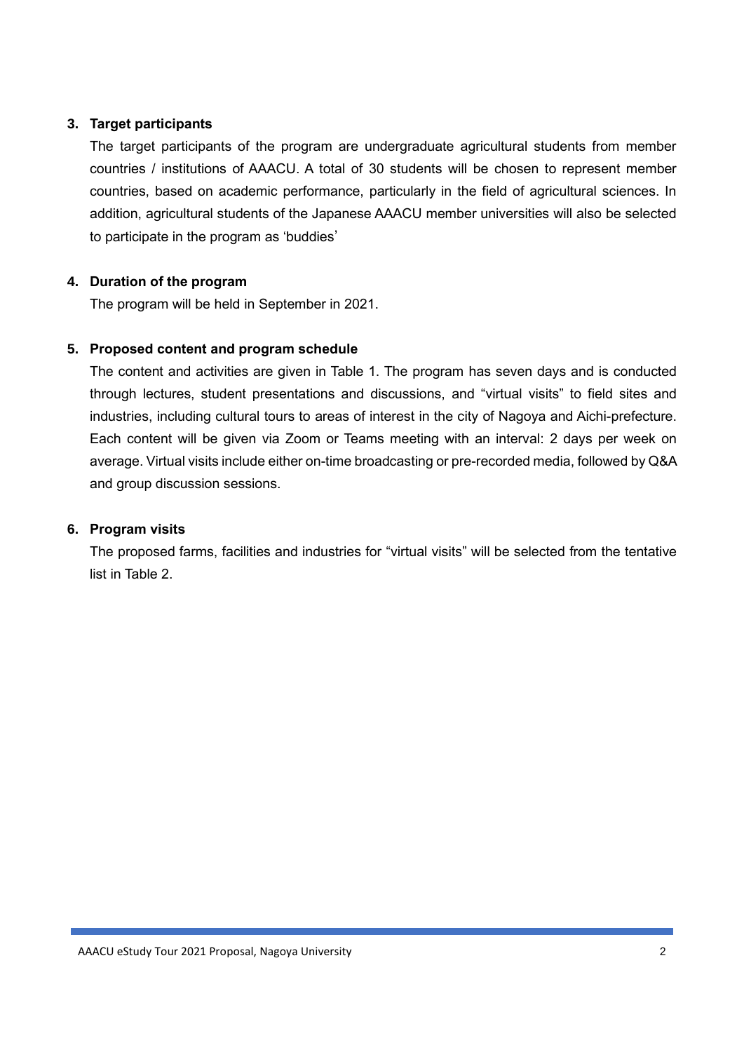### 3. Target participants

The target participants of the program are undergraduate agricultural students from member countries / institutions of AAACU. A total of 30 students will be chosen to represent member countries, based on academic performance, particularly in the field of agricultural sciences. In addition, agricultural students of the Japanese AAACU member universities will also be selected to participate in the program as 'buddies'

### 4. Duration of the program

The program will be held in September in 2021.

### 5. Proposed content and program schedule

The content and activities are given in Table 1. The program has seven days and is conducted through lectures, student presentations and discussions, and "virtual visits" to field sites and industries, including cultural tours to areas of interest in the city of Nagoya and Aichi-prefecture. Each content will be given via Zoom or Teams meeting with an interval: 2 days per week on average. Virtual visits include either on-time broadcasting or pre-recorded media, followed by Q&A and group discussion sessions.

### 6. Program visits

The proposed farms, facilities and industries for "virtual visits" will be selected from the tentative list in Table 2.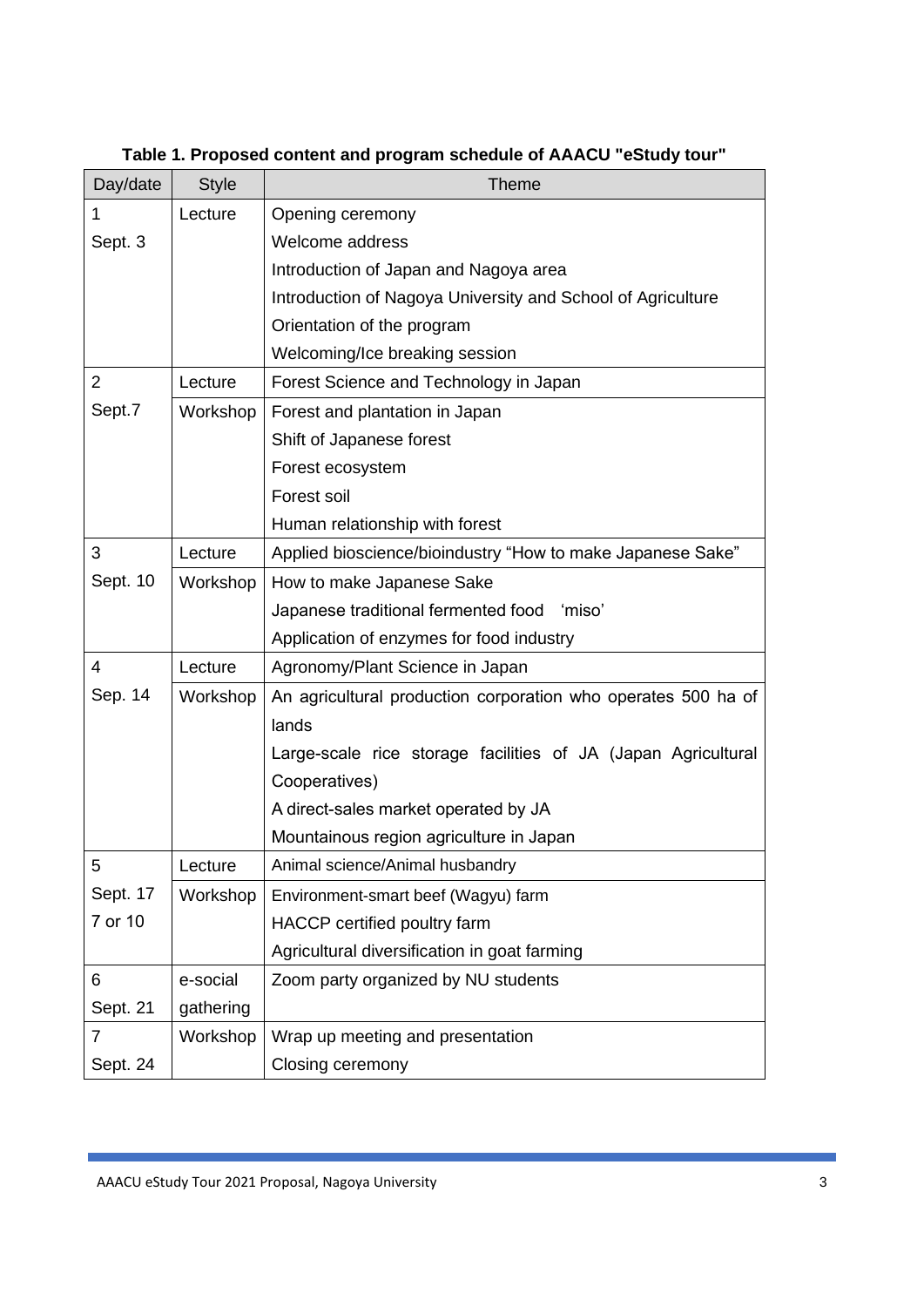**Table 1. Proposed content and program schedule of AAACU "eStudy tour"**

| Day/date | Style | Theme |
|---|---|---|
| 1<br>Sept. 3 | Lecture | Opening ceremony<br>Welcome address<br>Introduction of Japan and Nagoya area<br>Introduction of Nagoya University and School of Agriculture<br>Orientation of the program<br>Welcoming/Ice breaking session |
| 2<br>Sept.7 | Lecture | Forest Science and Technology in Japan |
| | Workshop | Forest and plantation in Japan<br>Shift of Japanese forest<br>Forest ecosystem<br>Forest soil<br>Human relationship with forest |
| 3<br>Sept. 10 | Lecture | Applied bioscience/bioindustry "How to make Japanese Sake" |
| | Workshop | How to make Japanese Sake<br>Japanese traditional fermented food 'miso'<br>Application of enzymes for food industry |
| 4<br>Sep. 14 | Lecture | Agronomy/Plant Science in Japan |
| | Workshop | An agricultural production corporation who operates 500 ha of lands<br>Large-scale rice storage facilities of JA (Japan Agricultural Cooperatives)<br>A direct-sales market operated by JA<br>Mountainous region agriculture in Japan |
| 5<br>Sept. 17<br>7 or 10 | Lecture | Animal science/Animal husbandry |
| | Workshop | Environment-smart beef (Wagyu) farm<br>HACCP certified poultry farm<br>Agricultural diversification in goat farming |
| 6<br>Sept. 21 | e-social gathering | Zoom party organized by NU students |
| 7<br>Sept. 24 | Workshop | Wrap up meeting and presentation<br>Closing ceremony |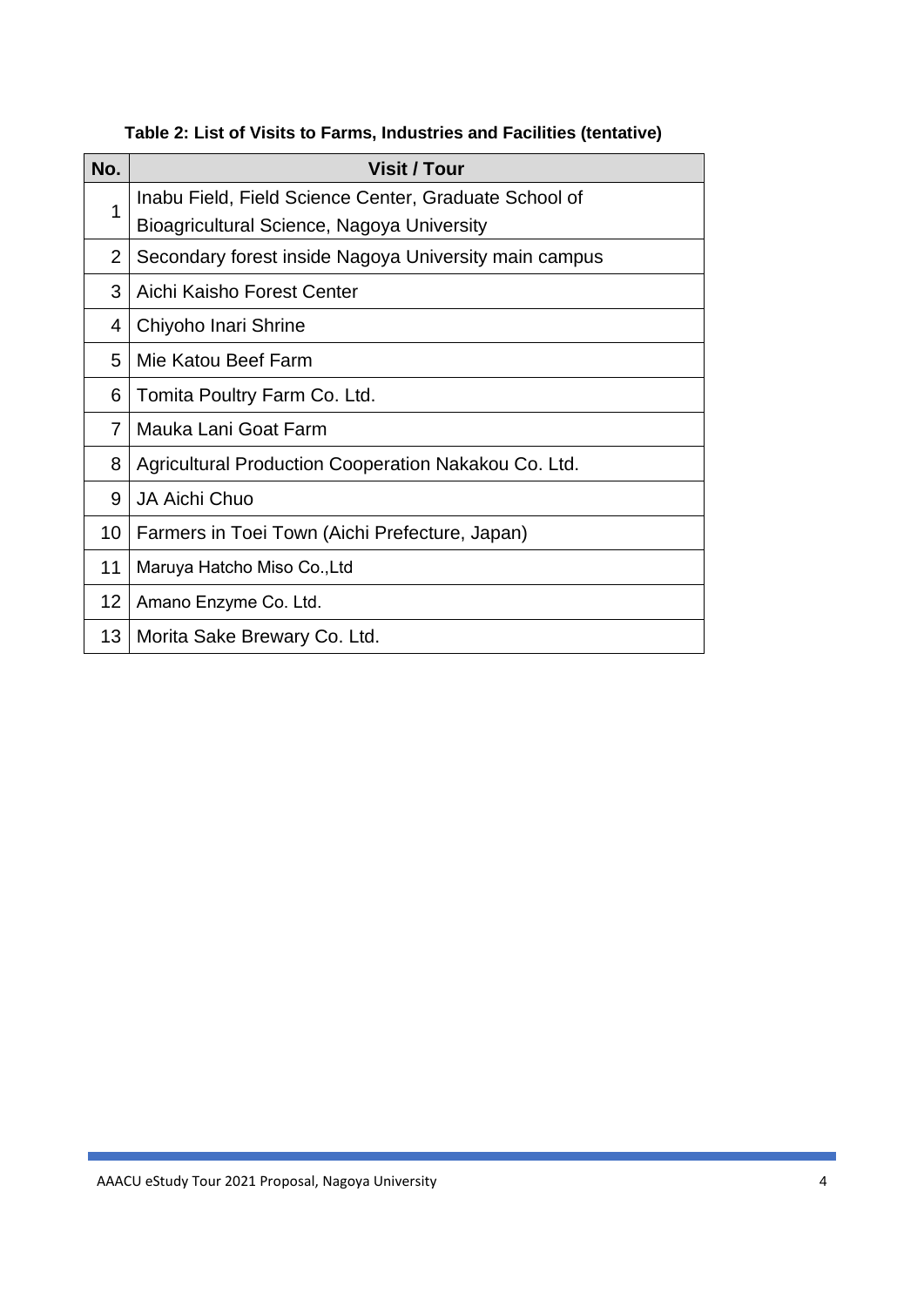**Table 2: List of Visits to Farms, Industries and Facilities (tentative)**

| No. | Visit / Tour |
|---|---|
| 1 | Inabu Field, Field Science Center, Graduate School of Bioagricultural Science, Nagoya University |
| 2 | Secondary forest inside Nagoya University main campus |
| 3 | Aichi Kaisho Forest Center |
| 4 | Chiyoho Inari Shrine |
| 5 | Mie Katou Beef Farm |
| 6 | Tomita Poultry Farm Co. Ltd. |
| 7 | Mauka Lani Goat Farm |
| 8 | Agricultural Production Cooperation Nakakou Co. Ltd. |
| 9 | JA Aichi Chuo |
| 10 | Farmers in Toei Town (Aichi Prefecture, Japan) |
| 11 | Maruya Hatcho Miso Co.,Ltd |
| 12 | Amano Enzyme Co. Ltd. |
| 13 | Morita Sake Brewary Co. Ltd. |